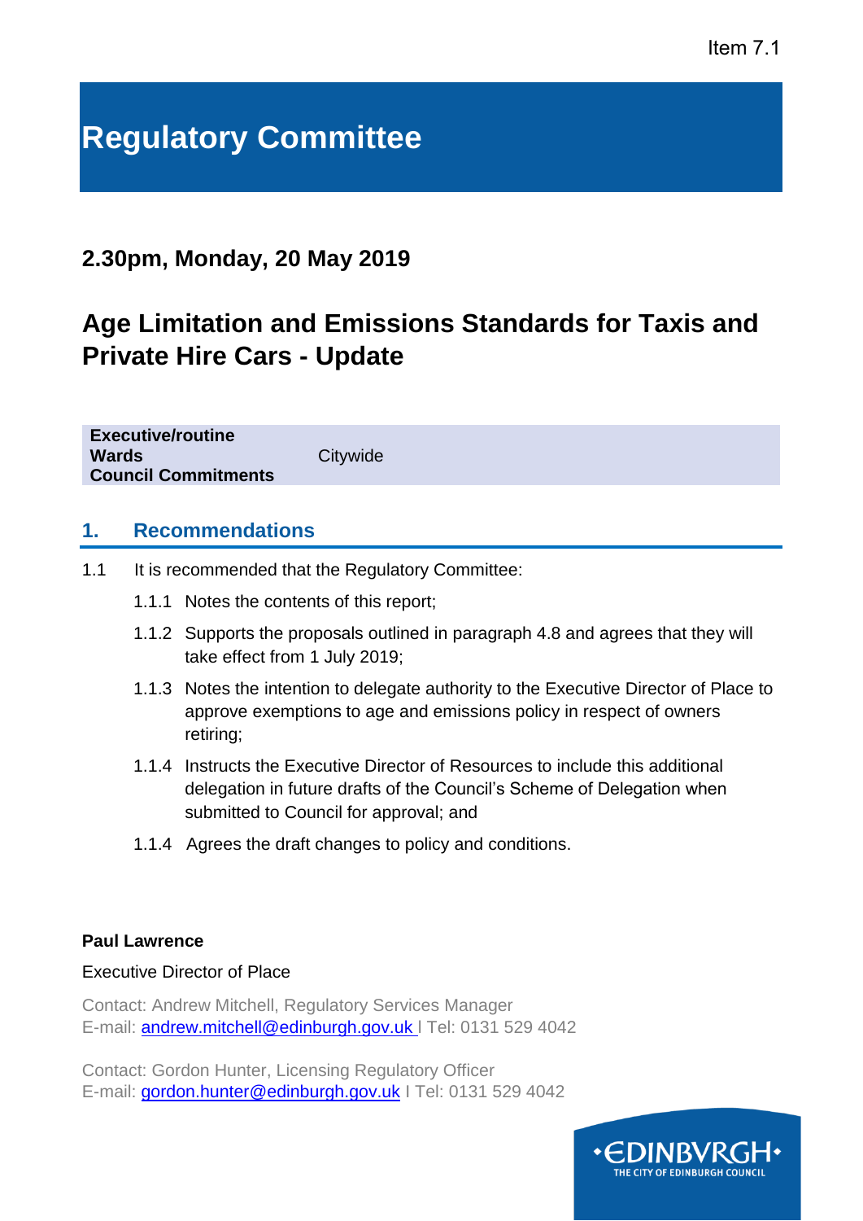Item 7.1

# Regulatory Committee

## 2.30pm, Monday, 20 May 2019

## Age Limitation and Emissions Standards for Taxis and Private Hire Cars - Update

| **Executive/routine** | |
|---|---|
| **Wards** | Citywide |
| **Council Commitments** | |

## 1. Recommendations

1.1 It is recommended that the Regulatory Committee:

1.1.1 Notes the contents of this report;

1.1.2 Supports the proposals outlined in paragraph 4.8 and agrees that they will take effect from 1 July 2019;

1.1.3 Notes the intention to delegate authority to the Executive Director of Place to approve exemptions to age and emissions policy in respect of owners retiring;

1.1.4 Instructs the Executive Director of Resources to include this additional delegation in future drafts of the Council's Scheme of Delegation when submitted to Council for approval; and

1.1.4 Agrees the draft changes to policy and conditions.

**Paul Lawrence**

Executive Director of Place

Contact: Andrew Mitchell, Regulatory Services Manager
E-mail: andrew.mitchell@edinburgh.gov.uk I Tel: 0131 529 4042

Contact: Gordon Hunter, Licensing Regulatory Officer
E-mail: gordon.hunter@edinburgh.gov.uk I Tel: 0131 529 4042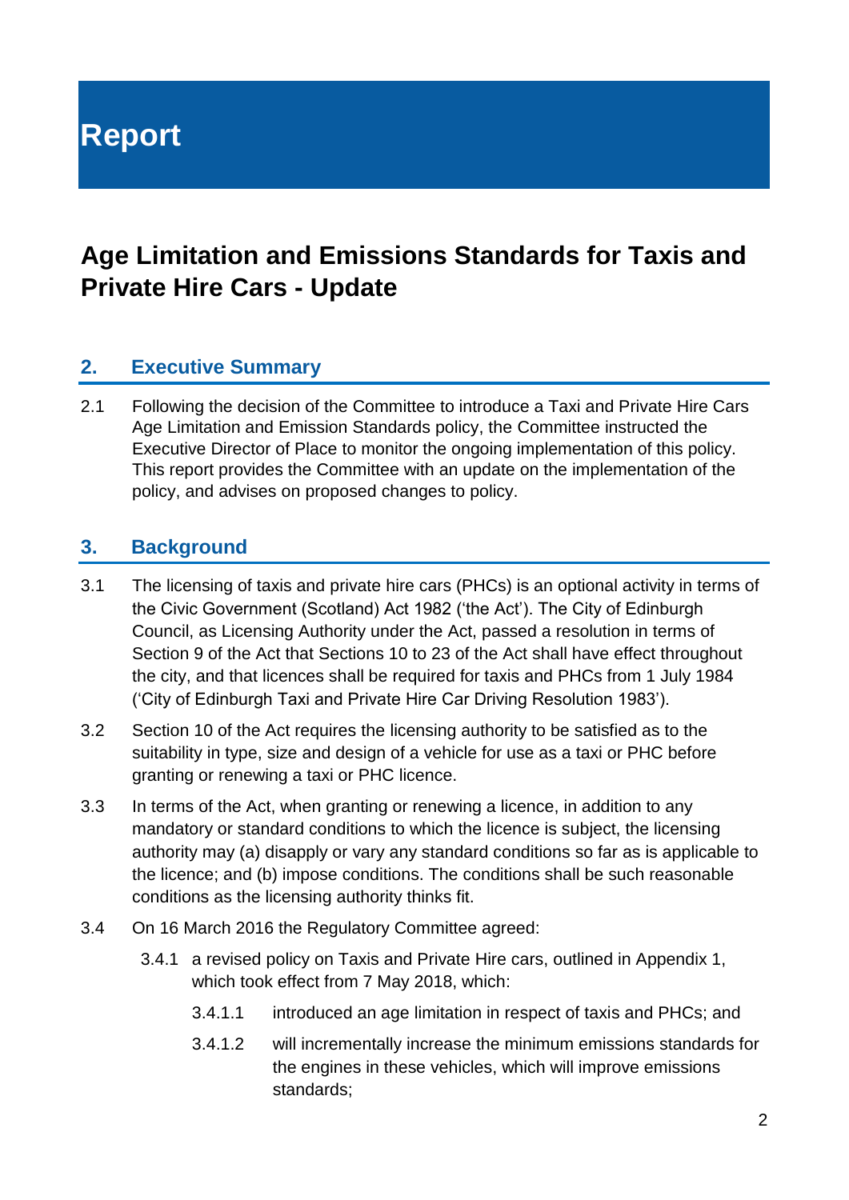# Report

# Age Limitation and Emissions Standards for Taxis and Private Hire Cars - Update

## 2. Executive Summary

2.1 Following the decision of the Committee to introduce a Taxi and Private Hire Cars Age Limitation and Emission Standards policy, the Committee instructed the Executive Director of Place to monitor the ongoing implementation of this policy. This report provides the Committee with an update on the implementation of the policy, and advises on proposed changes to policy.

## 3. Background

3.1 The licensing of taxis and private hire cars (PHCs) is an optional activity in terms of the Civic Government (Scotland) Act 1982 ('the Act'). The City of Edinburgh Council, as Licensing Authority under the Act, passed a resolution in terms of Section 9 of the Act that Sections 10 to 23 of the Act shall have effect throughout the city, and that licences shall be required for taxis and PHCs from 1 July 1984 ('City of Edinburgh Taxi and Private Hire Car Driving Resolution 1983').

3.2 Section 10 of the Act requires the licensing authority to be satisfied as to the suitability in type, size and design of a vehicle for use as a taxi or PHC before granting or renewing a taxi or PHC licence.

3.3 In terms of the Act, when granting or renewing a licence, in addition to any mandatory or standard conditions to which the licence is subject, the licensing authority may (a) disapply or vary any standard conditions so far as is applicable to the licence; and (b) impose conditions. The conditions shall be such reasonable conditions as the licensing authority thinks fit.

3.4 On 16 March 2016 the Regulatory Committee agreed:

3.4.1 a revised policy on Taxis and Private Hire cars, outlined in Appendix 1, which took effect from 7 May 2018, which:

3.4.1.1 introduced an age limitation in respect of taxis and PHCs; and

3.4.1.2 will incrementally increase the minimum emissions standards for the engines in these vehicles, which will improve emissions standards;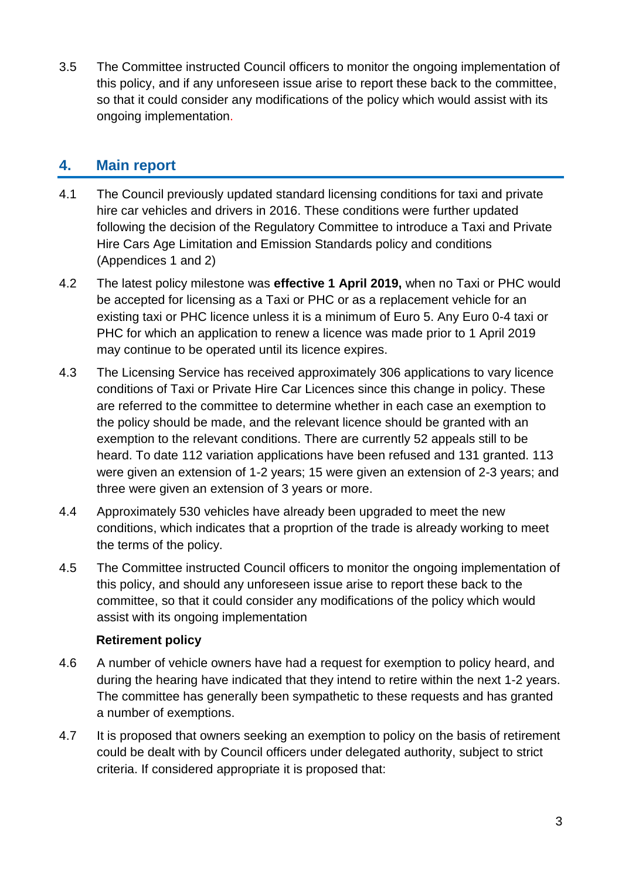3.5 The Committee instructed Council officers to monitor the ongoing implementation of this policy, and if any unforeseen issue arise to report these back to the committee, so that it could consider any modifications of the policy which would assist with its ongoing implementation.

## 4. Main report

4.1 The Council previously updated standard licensing conditions for taxi and private hire car vehicles and drivers in 2016. These conditions were further updated following the decision of the Regulatory Committee to introduce a Taxi and Private Hire Cars Age Limitation and Emission Standards policy and conditions (Appendices 1 and 2)

4.2 The latest policy milestone was **effective 1 April 2019,** when no Taxi or PHC would be accepted for licensing as a Taxi or PHC or as a replacement vehicle for an existing taxi or PHC licence unless it is a minimum of Euro 5. Any Euro 0-4 taxi or PHC for which an application to renew a licence was made prior to 1 April 2019 may continue to be operated until its licence expires.

4.3 The Licensing Service has received approximately 306 applications to vary licence conditions of Taxi or Private Hire Car Licences since this change in policy. These are referred to the committee to determine whether in each case an exemption to the policy should be made, and the relevant licence should be granted with an exemption to the relevant conditions. There are currently 52 appeals still to be heard. To date 112 variation applications have been refused and 131 granted. 113 were given an extension of 1-2 years; 15 were given an extension of 2-3 years; and three were given an extension of 3 years or more.

4.4 Approximately 530 vehicles have already been upgraded to meet the new conditions, which indicates that a proprtion of the trade is already working to meet the terms of the policy.

4.5 The Committee instructed Council officers to monitor the ongoing implementation of this policy, and should any unforeseen issue arise to report these back to the committee, so that it could consider any modifications of the policy which would assist with its ongoing implementation

**Retirement policy**

4.6 A number of vehicle owners have had a request for exemption to policy heard, and during the hearing have indicated that they intend to retire within the next 1-2 years. The committee has generally been sympathetic to these requests and has granted a number of exemptions.

4.7 It is proposed that owners seeking an exemption to policy on the basis of retirement could be dealt with by Council officers under delegated authority, subject to strict criteria. If considered appropriate it is proposed that: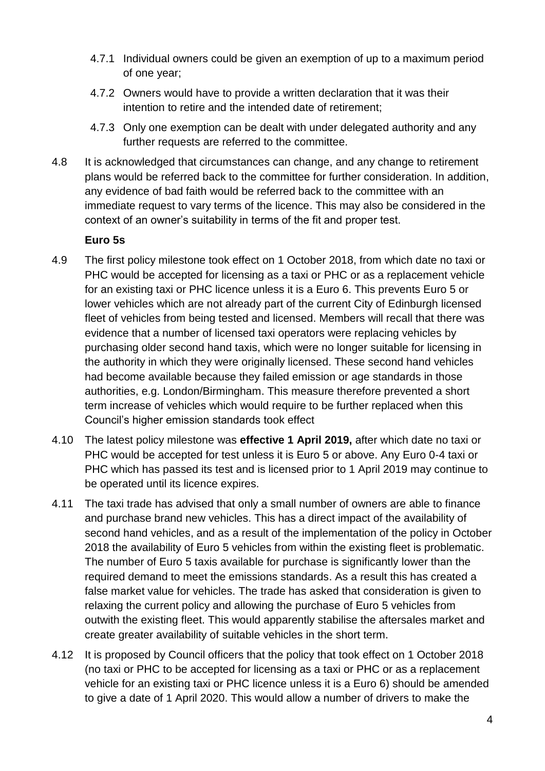4.7.1 Individual owners could be given an exemption of up to a maximum period of one year;

4.7.2 Owners would have to provide a written declaration that it was their intention to retire and the intended date of retirement;

4.7.3 Only one exemption can be dealt with under delegated authority and any further requests are referred to the committee.

4.8 It is acknowledged that circumstances can change, and any change to retirement plans would be referred back to the committee for further consideration. In addition, any evidence of bad faith would be referred back to the committee with an immediate request to vary terms of the licence. This may also be considered in the context of an owner's suitability in terms of the fit and proper test.

**Euro 5s**

4.9 The first policy milestone took effect on 1 October 2018, from which date no taxi or PHC would be accepted for licensing as a taxi or PHC or as a replacement vehicle for an existing taxi or PHC licence unless it is a Euro 6. This prevents Euro 5 or lower vehicles which are not already part of the current City of Edinburgh licensed fleet of vehicles from being tested and licensed. Members will recall that there was evidence that a number of licensed taxi operators were replacing vehicles by purchasing older second hand taxis, which were no longer suitable for licensing in the authority in which they were originally licensed. These second hand vehicles had become available because they failed emission or age standards in those authorities, e.g. London/Birmingham. This measure therefore prevented a short term increase of vehicles which would require to be further replaced when this Council's higher emission standards took effect

4.10 The latest policy milestone was **effective 1 April 2019,** after which date no taxi or PHC would be accepted for test unless it is Euro 5 or above. Any Euro 0-4 taxi or PHC which has passed its test and is licensed prior to 1 April 2019 may continue to be operated until its licence expires.

4.11 The taxi trade has advised that only a small number of owners are able to finance and purchase brand new vehicles. This has a direct impact of the availability of second hand vehicles, and as a result of the implementation of the policy in October 2018 the availability of Euro 5 vehicles from within the existing fleet is problematic. The number of Euro 5 taxis available for purchase is significantly lower than the required demand to meet the emissions standards. As a result this has created a false market value for vehicles. The trade has asked that consideration is given to relaxing the current policy and allowing the purchase of Euro 5 vehicles from outwith the existing fleet. This would apparently stabilise the aftersales market and create greater availability of suitable vehicles in the short term.

4.12 It is proposed by Council officers that the policy that took effect on 1 October 2018 (no taxi or PHC to be accepted for licensing as a taxi or PHC or as a replacement vehicle for an existing taxi or PHC licence unless it is a Euro 6) should be amended to give a date of 1 April 2020. This would allow a number of drivers to make the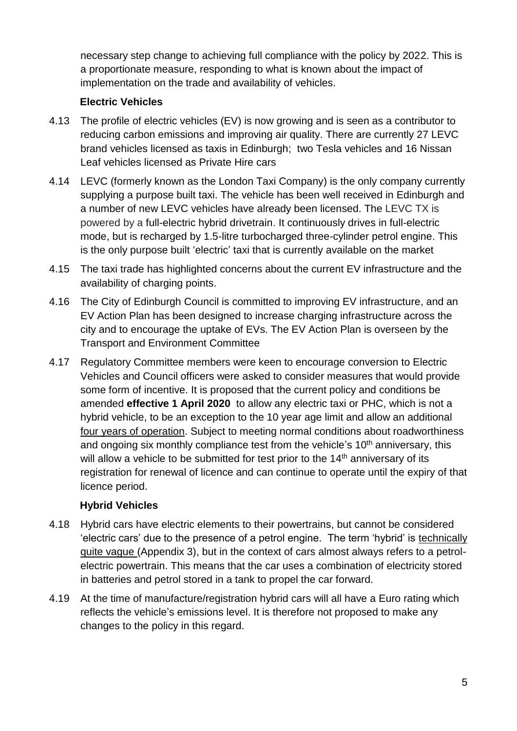necessary step change to achieving full compliance with the policy by 2022. This is a proportionate measure, responding to what is known about the impact of implementation on the trade and availability of vehicles.

**Electric Vehicles**

4.13 The profile of electric vehicles (EV) is now growing and is seen as a contributor to reducing carbon emissions and improving air quality. There are currently 27 LEVC brand vehicles licensed as taxis in Edinburgh; two Tesla vehicles and 16 Nissan Leaf vehicles licensed as Private Hire cars

4.14 LEVC (formerly known as the London Taxi Company) is the only company currently supplying a purpose built taxi. The vehicle has been well received in Edinburgh and a number of new LEVC vehicles have already been licensed. The LEVC TX is powered by a full-electric hybrid drivetrain. It continuously drives in full-electric mode, but is recharged by 1.5-litre turbocharged three-cylinder petrol engine. This is the only purpose built 'electric' taxi that is currently available on the market

4.15 The taxi trade has highlighted concerns about the current EV infrastructure and the availability of charging points.

4.16 The City of Edinburgh Council is committed to improving EV infrastructure, and an EV Action Plan has been designed to increase charging infrastructure across the city and to encourage the uptake of EVs. The EV Action Plan is overseen by the Transport and Environment Committee

4.17 Regulatory Committee members were keen to encourage conversion to Electric Vehicles and Council officers were asked to consider measures that would provide some form of incentive. It is proposed that the current policy and conditions be amended **effective 1 April 2020** to allow any electric taxi or PHC, which is not a hybrid vehicle, to be an exception to the 10 year age limit and allow an additional four years of operation. Subject to meeting normal conditions about roadworthiness and ongoing six monthly compliance test from the vehicle's 10th anniversary, this will allow a vehicle to be submitted for test prior to the 14th anniversary of its registration for renewal of licence and can continue to operate until the expiry of that licence period.

**Hybrid Vehicles**

4.18 Hybrid cars have electric elements to their powertrains, but cannot be considered 'electric cars' due to the presence of a petrol engine. The term 'hybrid' is technically quite vague (Appendix 3), but in the context of cars almost always refers to a petrol-electric powertrain. This means that the car uses a combination of electricity stored in batteries and petrol stored in a tank to propel the car forward.

4.19 At the time of manufacture/registration hybrid cars will all have a Euro rating which reflects the vehicle's emissions level. It is therefore not proposed to make any changes to the policy in this regard.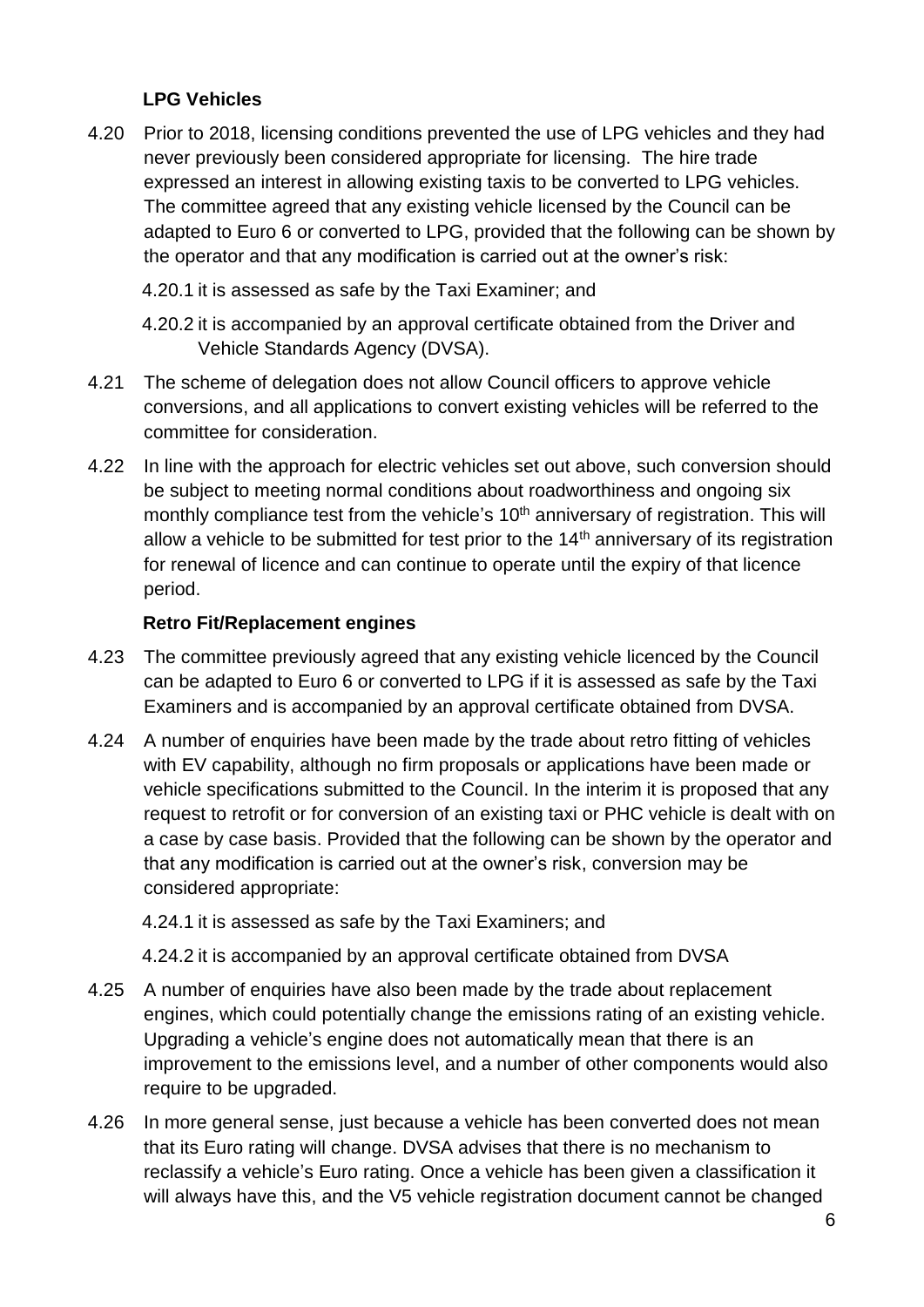### LPG Vehicles

4.20 Prior to 2018, licensing conditions prevented the use of LPG vehicles and they had never previously been considered appropriate for licensing. The hire trade expressed an interest in allowing existing taxis to be converted to LPG vehicles. The committee agreed that any existing vehicle licensed by the Council can be adapted to Euro 6 or converted to LPG, provided that the following can be shown by the operator and that any modification is carried out at the owner's risk:

4.20.1 it is assessed as safe by the Taxi Examiner; and

4.20.2 it is accompanied by an approval certificate obtained from the Driver and Vehicle Standards Agency (DVSA).

4.21 The scheme of delegation does not allow Council officers to approve vehicle conversions, and all applications to convert existing vehicles will be referred to the committee for consideration.

4.22 In line with the approach for electric vehicles set out above, such conversion should be subject to meeting normal conditions about roadworthiness and ongoing six monthly compliance test from the vehicle's 10th anniversary of registration. This will allow a vehicle to be submitted for test prior to the 14th anniversary of its registration for renewal of licence and can continue to operate until the expiry of that licence period.

### Retro Fit/Replacement engines

4.23 The committee previously agreed that any existing vehicle licenced by the Council can be adapted to Euro 6 or converted to LPG if it is assessed as safe by the Taxi Examiners and is accompanied by an approval certificate obtained from DVSA.

4.24 A number of enquiries have been made by the trade about retro fitting of vehicles with EV capability, although no firm proposals or applications have been made or vehicle specifications submitted to the Council. In the interim it is proposed that any request to retrofit or for conversion of an existing taxi or PHC vehicle is dealt with on a case by case basis. Provided that the following can be shown by the operator and that any modification is carried out at the owner's risk, conversion may be considered appropriate:

4.24.1 it is assessed as safe by the Taxi Examiners; and

4.24.2 it is accompanied by an approval certificate obtained from DVSA

4.25 A number of enquiries have also been made by the trade about replacement engines, which could potentially change the emissions rating of an existing vehicle. Upgrading a vehicle's engine does not automatically mean that there is an improvement to the emissions level, and a number of other components would also require to be upgraded.

4.26 In more general sense, just because a vehicle has been converted does not mean that its Euro rating will change. DVSA advises that there is no mechanism to reclassify a vehicle's Euro rating. Once a vehicle has been given a classification it will always have this, and the V5 vehicle registration document cannot be changed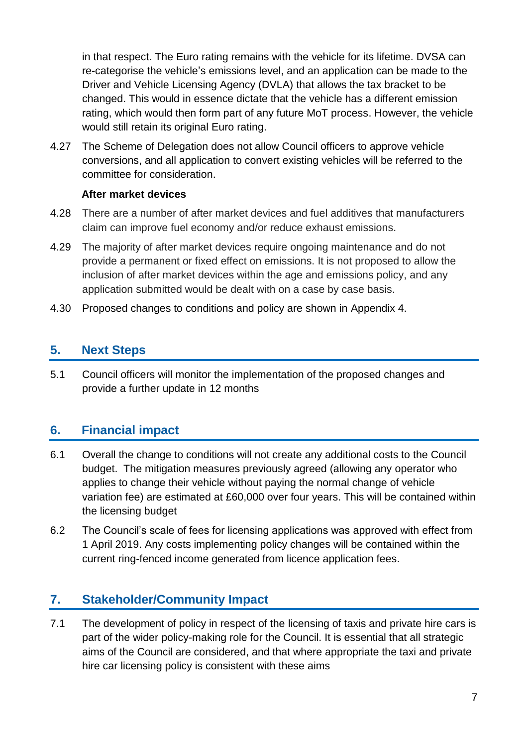in that respect. The Euro rating remains with the vehicle for its lifetime. DVSA can re-categorise the vehicle's emissions level, and an application can be made to the Driver and Vehicle Licensing Agency (DVLA) that allows the tax bracket to be changed. This would in essence dictate that the vehicle has a different emission rating, which would then form part of any future MoT process. However, the vehicle would still retain its original Euro rating.

4.27 The Scheme of Delegation does not allow Council officers to approve vehicle conversions, and all application to convert existing vehicles will be referred to the committee for consideration.

**After market devices**

4.28 There are a number of after market devices and fuel additives that manufacturers claim can improve fuel economy and/or reduce exhaust emissions.

4.29 The majority of after market devices require ongoing maintenance and do not provide a permanent or fixed effect on emissions. It is not proposed to allow the inclusion of after market devices within the age and emissions policy, and any application submitted would be dealt with on a case by case basis.

4.30 Proposed changes to conditions and policy are shown in Appendix 4.

## 5. Next Steps

5.1 Council officers will monitor the implementation of the proposed changes and provide a further update in 12 months

## 6. Financial impact

6.1 Overall the change to conditions will not create any additional costs to the Council budget. The mitigation measures previously agreed (allowing any operator who applies to change their vehicle without paying the normal change of vehicle variation fee) are estimated at £60,000 over four years. This will be contained within the licensing budget

6.2 The Council's scale of fees for licensing applications was approved with effect from 1 April 2019. Any costs implementing policy changes will be contained within the current ring-fenced income generated from licence application fees.

## 7. Stakeholder/Community Impact

7.1 The development of policy in respect of the licensing of taxis and private hire cars is part of the wider policy-making role for the Council. It is essential that all strategic aims of the Council are considered, and that where appropriate the taxi and private hire car licensing policy is consistent with these aims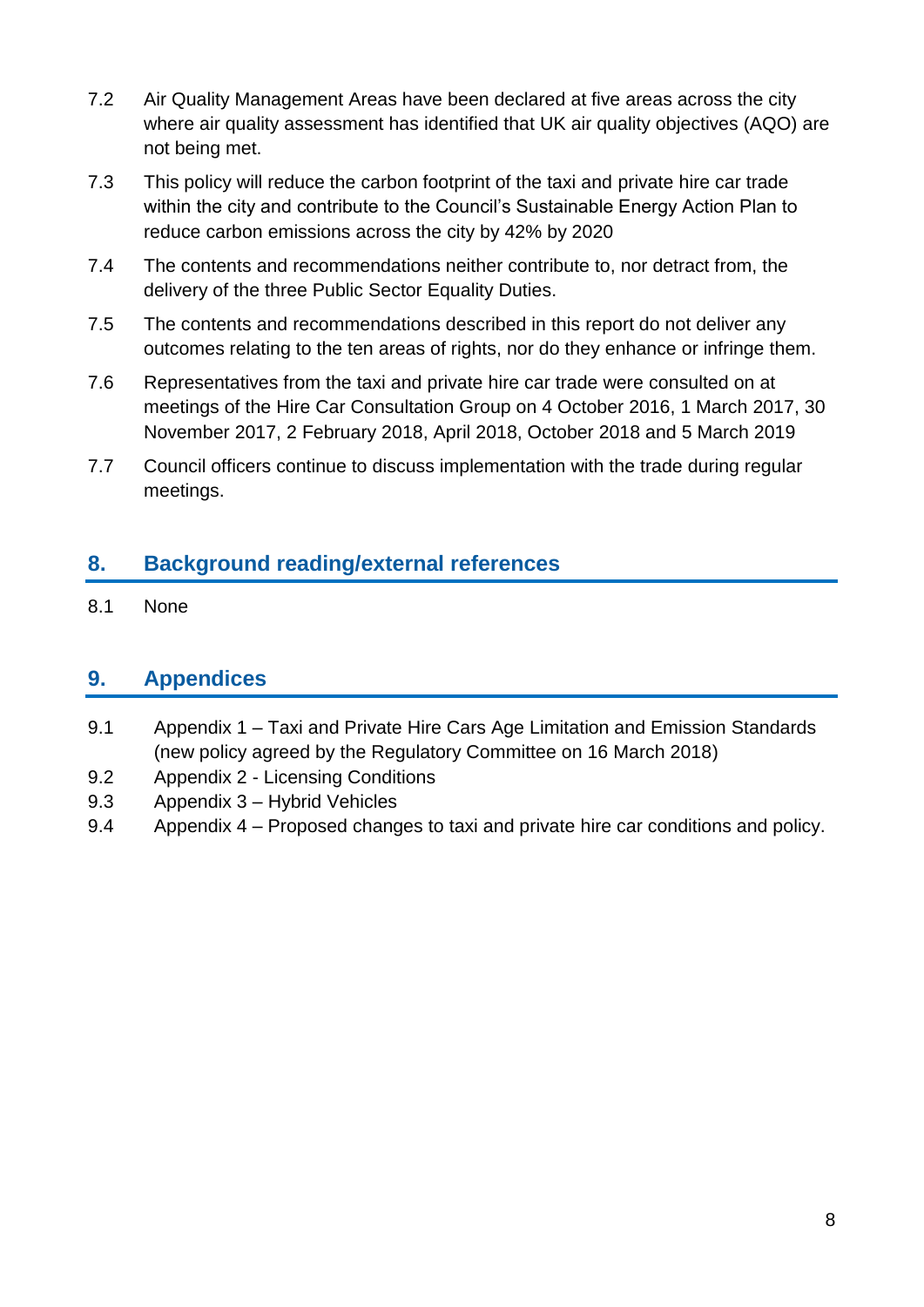7.2 Air Quality Management Areas have been declared at five areas across the city where air quality assessment has identified that UK air quality objectives (AQO) are not being met.

7.3 This policy will reduce the carbon footprint of the taxi and private hire car trade within the city and contribute to the Council's Sustainable Energy Action Plan to reduce carbon emissions across the city by 42% by 2020

7.4 The contents and recommendations neither contribute to, nor detract from, the delivery of the three Public Sector Equality Duties.

7.5 The contents and recommendations described in this report do not deliver any outcomes relating to the ten areas of rights, nor do they enhance or infringe them.

7.6 Representatives from the taxi and private hire car trade were consulted on at meetings of the Hire Car Consultation Group on 4 October 2016, 1 March 2017, 30 November 2017, 2 February 2018, April 2018, October 2018 and 5 March 2019

7.7 Council officers continue to discuss implementation with the trade during regular meetings.

## 8. Background reading/external references

8.1 None

## 9. Appendices

9.1 Appendix 1 – Taxi and Private Hire Cars Age Limitation and Emission Standards (new policy agreed by the Regulatory Committee on 16 March 2018)

9.2 Appendix 2 - Licensing Conditions

9.3 Appendix 3 – Hybrid Vehicles

9.4 Appendix 4 – Proposed changes to taxi and private hire car conditions and policy.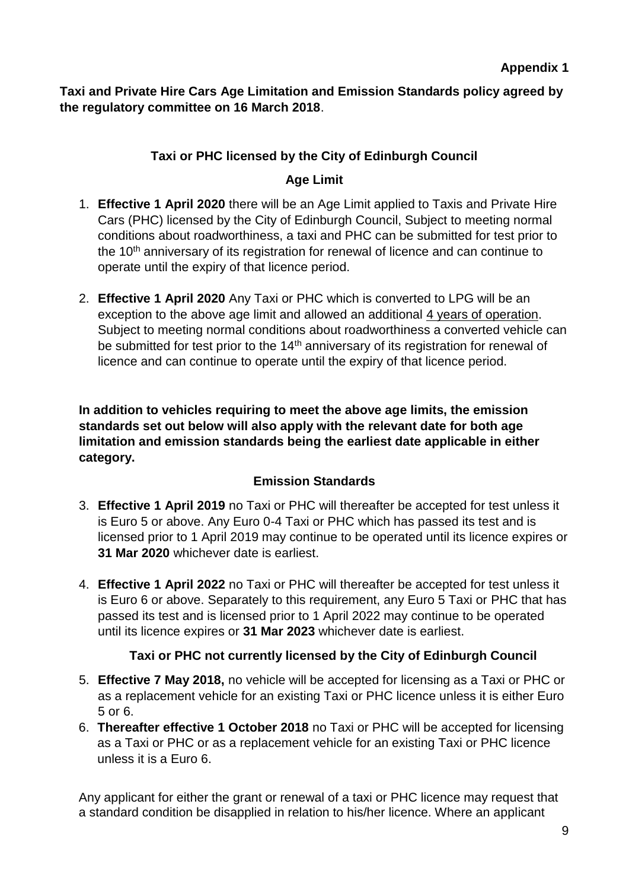**Appendix 1**

**Taxi and Private Hire Cars Age Limitation and Emission Standards policy agreed by the regulatory committee on 16 March 2018**.

## Taxi or PHC licensed by the City of Edinburgh Council

### Age Limit

1. **Effective 1 April 2020** there will be an Age Limit applied to Taxis and Private Hire Cars (PHC) licensed by the City of Edinburgh Council, Subject to meeting normal conditions about roadworthiness, a taxi and PHC can be submitted for test prior to the 10th anniversary of its registration for renewal of licence and can continue to operate until the expiry of that licence period.

2. **Effective 1 April 2020** Any Taxi or PHC which is converted to LPG will be an exception to the above age limit and allowed an additional 4 years of operation. Subject to meeting normal conditions about roadworthiness a converted vehicle can be submitted for test prior to the 14th anniversary of its registration for renewal of licence and can continue to operate until the expiry of that licence period.

**In addition to vehicles requiring to meet the above age limits, the emission standards set out below will also apply with the relevant date for both age limitation and emission standards being the earliest date applicable in either category.**

### Emission Standards

3. **Effective 1 April 2019** no Taxi or PHC will thereafter be accepted for test unless it is Euro 5 or above. Any Euro 0-4 Taxi or PHC which has passed its test and is licensed prior to 1 April 2019 may continue to be operated until its licence expires or **31 Mar 2020** whichever date is earliest.

4. **Effective 1 April 2022** no Taxi or PHC will thereafter be accepted for test unless it is Euro 6 or above. Separately to this requirement, any Euro 5 Taxi or PHC that has passed its test and is licensed prior to 1 April 2022 may continue to be operated until its licence expires or **31 Mar 2023** whichever date is earliest.

## Taxi or PHC not currently licensed by the City of Edinburgh Council

5. **Effective 7 May 2018,** no vehicle will be accepted for licensing as a Taxi or PHC or as a replacement vehicle for an existing Taxi or PHC licence unless it is either Euro 5 or 6.
6. **Thereafter effective 1 October 2018** no Taxi or PHC will be accepted for licensing as a Taxi or PHC or as a replacement vehicle for an existing Taxi or PHC licence unless it is a Euro 6.

Any applicant for either the grant or renewal of a taxi or PHC licence may request that a standard condition be disapplied in relation to his/her licence. Where an applicant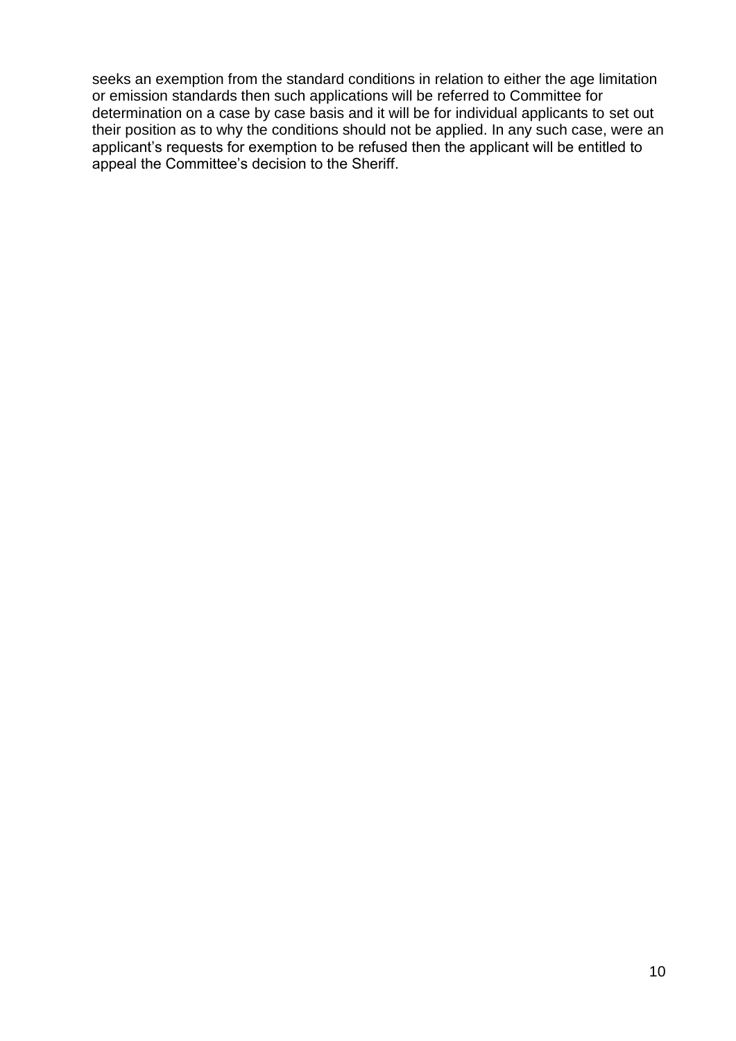seeks an exemption from the standard conditions in relation to either the age limitation or emission standards then such applications will be referred to Committee for determination on a case by case basis and it will be for individual applicants to set out their position as to why the conditions should not be applied. In any such case, were an applicant's requests for exemption to be refused then the applicant will be entitled to appeal the Committee's decision to the Sheriff.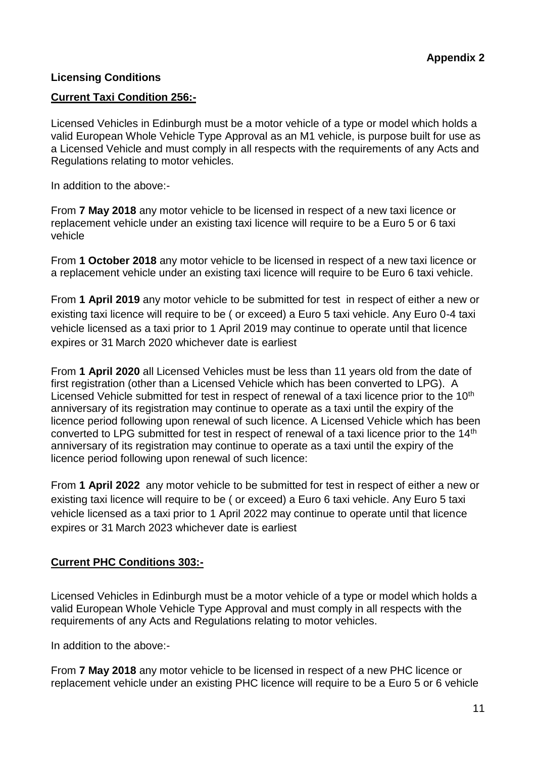**Appendix 2**

**Licensing Conditions**

**Current Taxi Condition 256:-**

Licensed Vehicles in Edinburgh must be a motor vehicle of a type or model which holds a valid European Whole Vehicle Type Approval as an M1 vehicle, is purpose built for use as a Licensed Vehicle and must comply in all respects with the requirements of any Acts and Regulations relating to motor vehicles.

In addition to the above:-

From **7 May 2018** any motor vehicle to be licensed in respect of a new taxi licence or replacement vehicle under an existing taxi licence will require to be a Euro 5 or 6 taxi vehicle

From **1 October 2018** any motor vehicle to be licensed in respect of a new taxi licence or a replacement vehicle under an existing taxi licence will require to be Euro 6 taxi vehicle.

From **1 April 2019** any motor vehicle to be submitted for test in respect of either a new or existing taxi licence will require to be ( or exceed) a Euro 5 taxi vehicle. Any Euro 0-4 taxi vehicle licensed as a taxi prior to 1 April 2019 may continue to operate until that licence expires or 31 March 2020 whichever date is earliest

From **1 April 2020** all Licensed Vehicles must be less than 11 years old from the date of first registration (other than a Licensed Vehicle which has been converted to LPG). A Licensed Vehicle submitted for test in respect of renewal of a taxi licence prior to the 10th anniversary of its registration may continue to operate as a taxi until the expiry of the licence period following upon renewal of such licence. A Licensed Vehicle which has been converted to LPG submitted for test in respect of renewal of a taxi licence prior to the 14th anniversary of its registration may continue to operate as a taxi until the expiry of the licence period following upon renewal of such licence:

From **1 April 2022** any motor vehicle to be submitted for test in respect of either a new or existing taxi licence will require to be ( or exceed) a Euro 6 taxi vehicle. Any Euro 5 taxi vehicle licensed as a taxi prior to 1 April 2022 may continue to operate until that licence expires or 31 March 2023 whichever date is earliest

**Current PHC Conditions 303:-**

Licensed Vehicles in Edinburgh must be a motor vehicle of a type or model which holds a valid European Whole Vehicle Type Approval and must comply in all respects with the requirements of any Acts and Regulations relating to motor vehicles.

In addition to the above:-

From **7 May 2018** any motor vehicle to be licensed in respect of a new PHC licence or replacement vehicle under an existing PHC licence will require to be a Euro 5 or 6 vehicle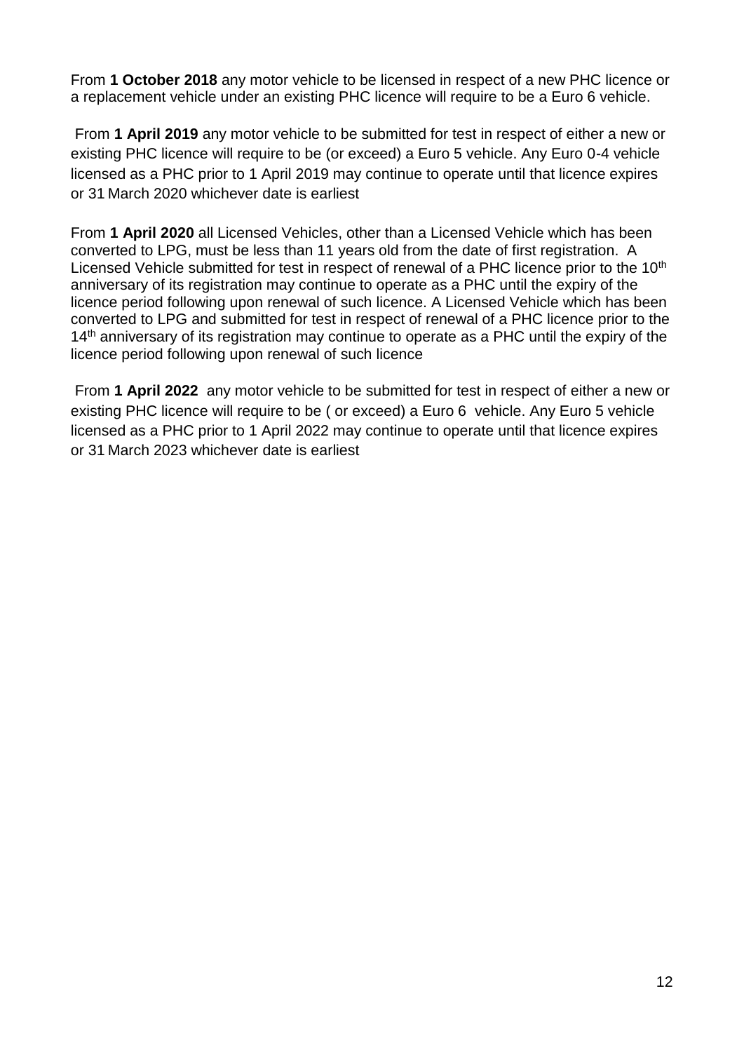From **1 October 2018** any motor vehicle to be licensed in respect of a new PHC licence or a replacement vehicle under an existing PHC licence will require to be a Euro 6 vehicle.

From **1 April 2019** any motor vehicle to be submitted for test in respect of either a new or existing PHC licence will require to be (or exceed) a Euro 5 vehicle. Any Euro 0-4 vehicle licensed as a PHC prior to 1 April 2019 may continue to operate until that licence expires or 31 March 2020 whichever date is earliest

From **1 April 2020** all Licensed Vehicles, other than a Licensed Vehicle which has been converted to LPG, must be less than 11 years old from the date of first registration. A Licensed Vehicle submitted for test in respect of renewal of a PHC licence prior to the 10th anniversary of its registration may continue to operate as a PHC until the expiry of the licence period following upon renewal of such licence. A Licensed Vehicle which has been converted to LPG and submitted for test in respect of renewal of a PHC licence prior to the 14th anniversary of its registration may continue to operate as a PHC until the expiry of the licence period following upon renewal of such licence

From **1 April 2022** any motor vehicle to be submitted for test in respect of either a new or existing PHC licence will require to be ( or exceed) a Euro 6 vehicle. Any Euro 5 vehicle licensed as a PHC prior to 1 April 2022 may continue to operate until that licence expires or 31 March 2023 whichever date is earliest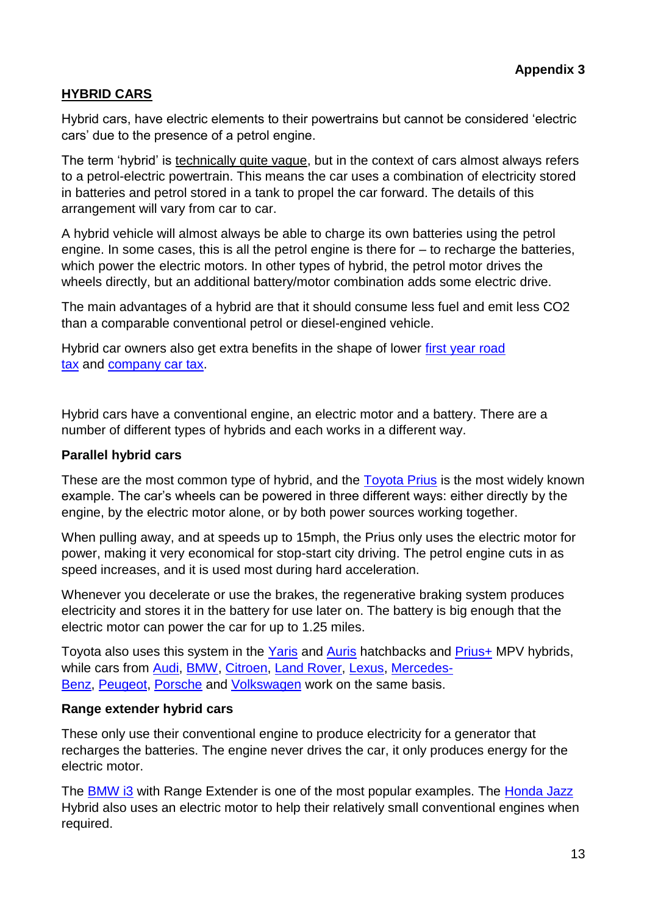**Appendix 3**

## HYBRID CARS

Hybrid cars, have electric elements to their powertrains but cannot be considered 'electric cars' due to the presence of a petrol engine.

The term 'hybrid' is technically quite vague, but in the context of cars almost always refers to a petrol-electric powertrain. This means the car uses a combination of electricity stored in batteries and petrol stored in a tank to propel the car forward. The details of this arrangement will vary from car to car.

A hybrid vehicle will almost always be able to charge its own batteries using the petrol engine. In some cases, this is all the petrol engine is there for – to recharge the batteries, which power the electric motors. In other types of hybrid, the petrol motor drives the wheels directly, but an additional battery/motor combination adds some electric drive.

The main advantages of a hybrid are that it should consume less fuel and emit less CO2 than a comparable conventional petrol or diesel-engined vehicle.

Hybrid car owners also get extra benefits in the shape of lower first year road tax and company car tax.

Hybrid cars have a conventional engine, an electric motor and a battery. There are a number of different types of hybrids and each works in a different way.

### Parallel hybrid cars

These are the most common type of hybrid, and the Toyota Prius is the most widely known example. The car's wheels can be powered in three different ways: either directly by the engine, by the electric motor alone, or by both power sources working together.

When pulling away, and at speeds up to 15mph, the Prius only uses the electric motor for power, making it very economical for stop-start city driving. The petrol engine cuts in as speed increases, and it is used most during hard acceleration.

Whenever you decelerate or use the brakes, the regenerative braking system produces electricity and stores it in the battery for use later on. The battery is big enough that the electric motor can power the car for up to 1.25 miles.

Toyota also uses this system in the Yaris and Auris hatchbacks and Prius+ MPV hybrids, while cars from Audi, BMW, Citroen, Land Rover, Lexus, Mercedes-Benz, Peugeot, Porsche and Volkswagen work on the same basis.

### Range extender hybrid cars

These only use their conventional engine to produce electricity for a generator that recharges the batteries. The engine never drives the car, it only produces energy for the electric motor.

The BMW i3 with Range Extender is one of the most popular examples. The Honda Jazz Hybrid also uses an electric motor to help their relatively small conventional engines when required.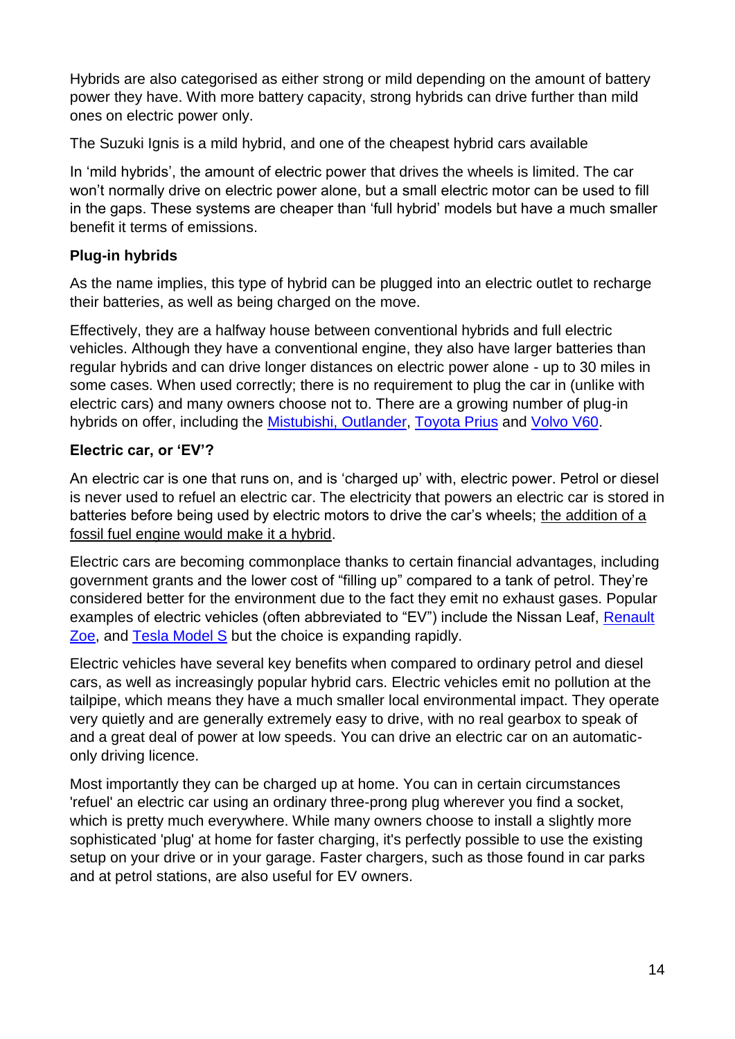Hybrids are also categorised as either strong or mild depending on the amount of battery power they have. With more battery capacity, strong hybrids can drive further than mild ones on electric power only.

The Suzuki Ignis is a mild hybrid, and one of the cheapest hybrid cars available

In 'mild hybrids', the amount of electric power that drives the wheels is limited. The car won't normally drive on electric power alone, but a small electric motor can be used to fill in the gaps. These systems are cheaper than 'full hybrid' models but have a much smaller benefit it terms of emissions.

**Plug-in hybrids**

As the name implies, this type of hybrid can be plugged into an electric outlet to recharge their batteries, as well as being charged on the move.

Effectively, they are a halfway house between conventional hybrids and full electric vehicles. Although they have a conventional engine, they also have larger batteries than regular hybrids and can drive longer distances on electric power alone - up to 30 miles in some cases. When used correctly; there is no requirement to plug the car in (unlike with electric cars) and many owners choose not to. There are a growing number of plug-in hybrids on offer, including the Mistubishi, Outlander, Toyota Prius and Volvo V60.

**Electric car, or 'EV'?**

An electric car is one that runs on, and is 'charged up' with, electric power. Petrol or diesel is never used to refuel an electric car. The electricity that powers an electric car is stored in batteries before being used by electric motors to drive the car's wheels; the addition of a fossil fuel engine would make it a hybrid.

Electric cars are becoming commonplace thanks to certain financial advantages, including government grants and the lower cost of "filling up" compared to a tank of petrol. They're considered better for the environment due to the fact they emit no exhaust gases. Popular examples of electric vehicles (often abbreviated to "EV") include the Nissan Leaf, Renault Zoe, and Tesla Model S but the choice is expanding rapidly.

Electric vehicles have several key benefits when compared to ordinary petrol and diesel cars, as well as increasingly popular hybrid cars. Electric vehicles emit no pollution at the tailpipe, which means they have a much smaller local environmental impact. They operate very quietly and are generally extremely easy to drive, with no real gearbox to speak of and a great deal of power at low speeds. You can drive an electric car on an automatic-only driving licence.

Most importantly they can be charged up at home. You can in certain circumstances 'refuel' an electric car using an ordinary three-prong plug wherever you find a socket, which is pretty much everywhere. While many owners choose to install a slightly more sophisticated 'plug' at home for faster charging, it's perfectly possible to use the existing setup on your drive or in your garage. Faster chargers, such as those found in car parks and at petrol stations, are also useful for EV owners.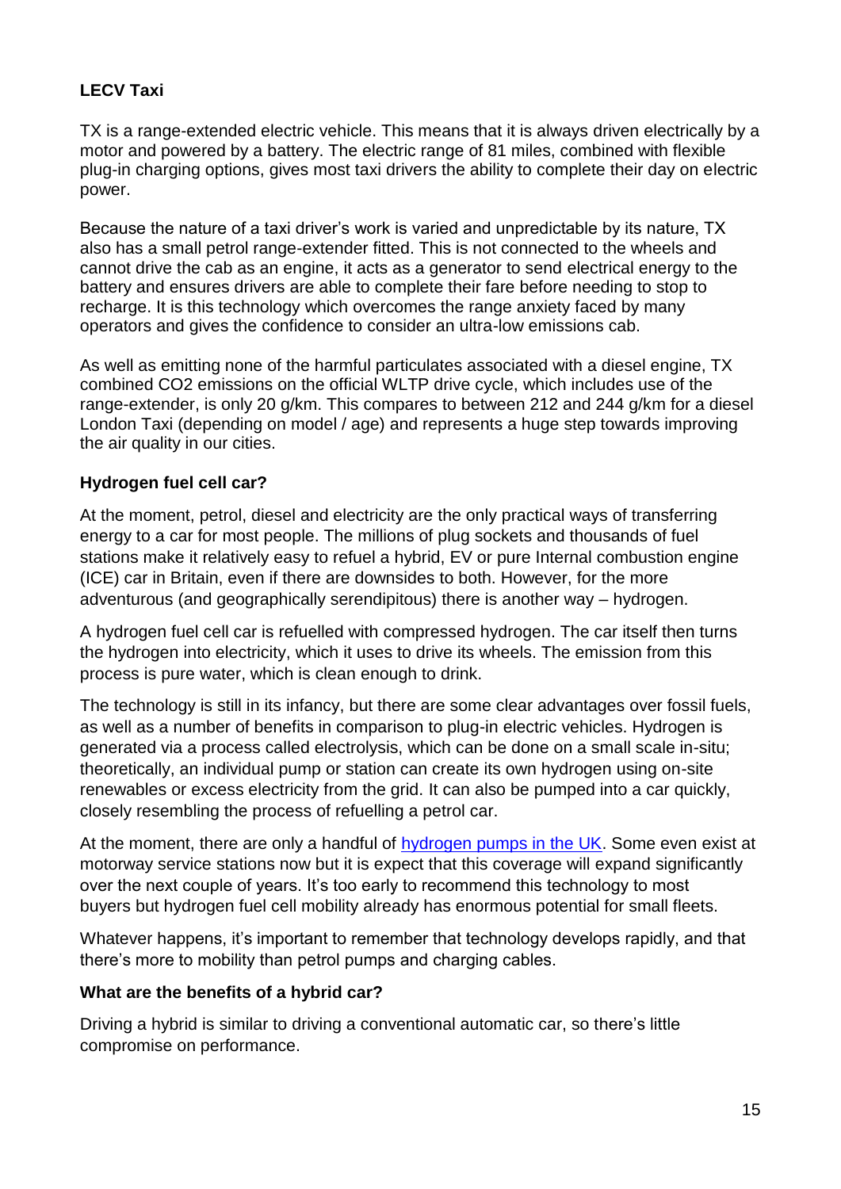**LECV Taxi**

TX is a range-extended electric vehicle. This means that it is always driven electrically by a motor and powered by a battery. The electric range of 81 miles, combined with flexible plug-in charging options, gives most taxi drivers the ability to complete their day on electric power.

Because the nature of a taxi driver's work is varied and unpredictable by its nature, TX also has a small petrol range-extender fitted. This is not connected to the wheels and cannot drive the cab as an engine, it acts as a generator to send electrical energy to the battery and ensures drivers are able to complete their fare before needing to stop to recharge. It is this technology which overcomes the range anxiety faced by many operators and gives the confidence to consider an ultra-low emissions cab.

As well as emitting none of the harmful particulates associated with a diesel engine, TX combined $CO_2$ emissions on the official WLTP drive cycle, which includes use of the range-extender, is only 20 g/km. This compares to between 212 and 244 g/km for a diesel London Taxi (depending on model / age) and represents a huge step towards improving the air quality in our cities.

**Hydrogen fuel cell car?**

At the moment, petrol, diesel and electricity are the only practical ways of transferring energy to a car for most people. The millions of plug sockets and thousands of fuel stations make it relatively easy to refuel a hybrid, EV or pure Internal combustion engine (ICE) car in Britain, even if there are downsides to both. However, for the more adventurous (and geographically serendipitous) there is another way – hydrogen.

A hydrogen fuel cell car is refuelled with compressed hydrogen. The car itself then turns the hydrogen into electricity, which it uses to drive its wheels. The emission from this process is pure water, which is clean enough to drink.

The technology is still in its infancy, but there are some clear advantages over fossil fuels, as well as a number of benefits in comparison to plug-in electric vehicles. Hydrogen is generated via a process called electrolysis, which can be done on a small scale in-situ; theoretically, an individual pump or station can create its own hydrogen using on-site renewables or excess electricity from the grid. It can also be pumped into a car quickly, closely resembling the process of refuelling a petrol car.

At the moment, there are only a handful of hydrogen pumps in the UK. Some even exist at motorway service stations now but it is expect that this coverage will expand significantly over the next couple of years. It's too early to recommend this technology to most buyers but hydrogen fuel cell mobility already has enormous potential for small fleets.

Whatever happens, it's important to remember that technology develops rapidly, and that there's more to mobility than petrol pumps and charging cables.

**What are the benefits of a hybrid car?**

Driving a hybrid is similar to driving a conventional automatic car, so there's little compromise on performance.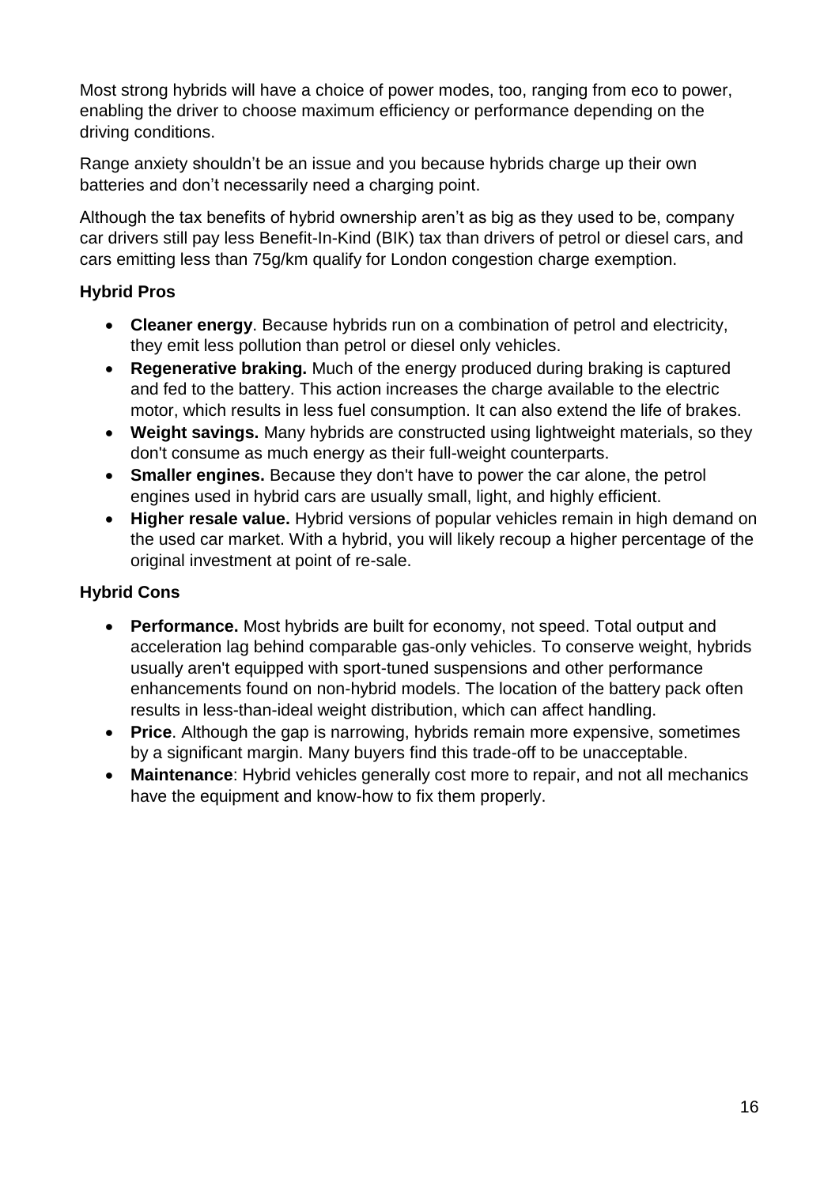Most strong hybrids will have a choice of power modes, too, ranging from eco to power, enabling the driver to choose maximum efficiency or performance depending on the driving conditions.

Range anxiety shouldn't be an issue and you because hybrids charge up their own batteries and don't necessarily need a charging point.

Although the tax benefits of hybrid ownership aren't as big as they used to be, company car drivers still pay less Benefit-In-Kind (BIK) tax than drivers of petrol or diesel cars, and cars emitting less than 75g/km qualify for London congestion charge exemption.

**Hybrid Pros**

- **Cleaner energy**. Because hybrids run on a combination of petrol and electricity, they emit less pollution than petrol or diesel only vehicles.
- **Regenerative braking.** Much of the energy produced during braking is captured and fed to the battery. This action increases the charge available to the electric motor, which results in less fuel consumption. It can also extend the life of brakes.
- **Weight savings.** Many hybrids are constructed using lightweight materials, so they don't consume as much energy as their full-weight counterparts.
- **Smaller engines.** Because they don't have to power the car alone, the petrol engines used in hybrid cars are usually small, light, and highly efficient.
- **Higher resale value.** Hybrid versions of popular vehicles remain in high demand on the used car market. With a hybrid, you will likely recoup a higher percentage of the original investment at point of re-sale.

**Hybrid Cons**

- **Performance.** Most hybrids are built for economy, not speed. Total output and acceleration lag behind comparable gas-only vehicles. To conserve weight, hybrids usually aren't equipped with sport-tuned suspensions and other performance enhancements found on non-hybrid models. The location of the battery pack often results in less-than-ideal weight distribution, which can affect handling.
- **Price**. Although the gap is narrowing, hybrids remain more expensive, sometimes by a significant margin. Many buyers find this trade-off to be unacceptable.
- **Maintenance**: Hybrid vehicles generally cost more to repair, and not all mechanics have the equipment and know-how to fix them properly.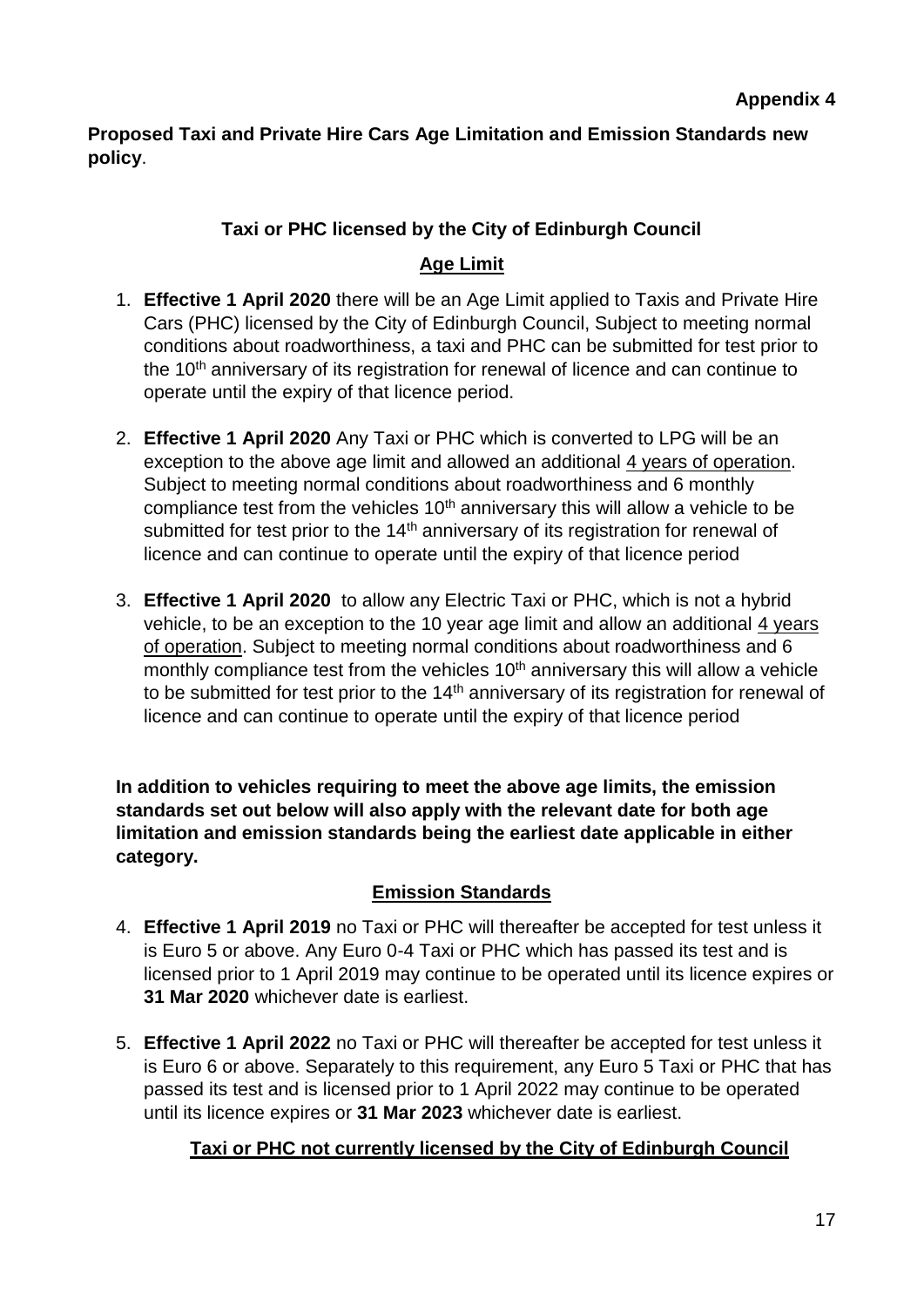**Appendix 4**

**Proposed Taxi and Private Hire Cars Age Limitation and Emission Standards new policy**.

**Taxi or PHC licensed by the City of Edinburgh Council**

**Age Limit**

1. **Effective 1 April 2020** there will be an Age Limit applied to Taxis and Private Hire Cars (PHC) licensed by the City of Edinburgh Council, Subject to meeting normal conditions about roadworthiness, a taxi and PHC can be submitted for test prior to the 10th anniversary of its registration for renewal of licence and can continue to operate until the expiry of that licence period.

2. **Effective 1 April 2020** Any Taxi or PHC which is converted to LPG will be an exception to the above age limit and allowed an additional 4 years of operation. Subject to meeting normal conditions about roadworthiness and 6 monthly compliance test from the vehicles 10th anniversary this will allow a vehicle to be submitted for test prior to the 14th anniversary of its registration for renewal of licence and can continue to operate until the expiry of that licence period

3. **Effective 1 April 2020** to allow any Electric Taxi or PHC, which is not a hybrid vehicle, to be an exception to the 10 year age limit and allow an additional 4 years of operation. Subject to meeting normal conditions about roadworthiness and 6 monthly compliance test from the vehicles 10th anniversary this will allow a vehicle to be submitted for test prior to the 14th anniversary of its registration for renewal of licence and can continue to operate until the expiry of that licence period

**In addition to vehicles requiring to meet the above age limits, the emission standards set out below will also apply with the relevant date for both age limitation and emission standards being the earliest date applicable in either category.**

**Emission Standards**

4. **Effective 1 April 2019** no Taxi or PHC will thereafter be accepted for test unless it is Euro 5 or above. Any Euro 0-4 Taxi or PHC which has passed its test and is licensed prior to 1 April 2019 may continue to be operated until its licence expires or **31 Mar 2020** whichever date is earliest.

5. **Effective 1 April 2022** no Taxi or PHC will thereafter be accepted for test unless it is Euro 6 or above. Separately to this requirement, any Euro 5 Taxi or PHC that has passed its test and is licensed prior to 1 April 2022 may continue to be operated until its licence expires or **31 Mar 2023** whichever date is earliest.

**Taxi or PHC not currently licensed by the City of Edinburgh Council**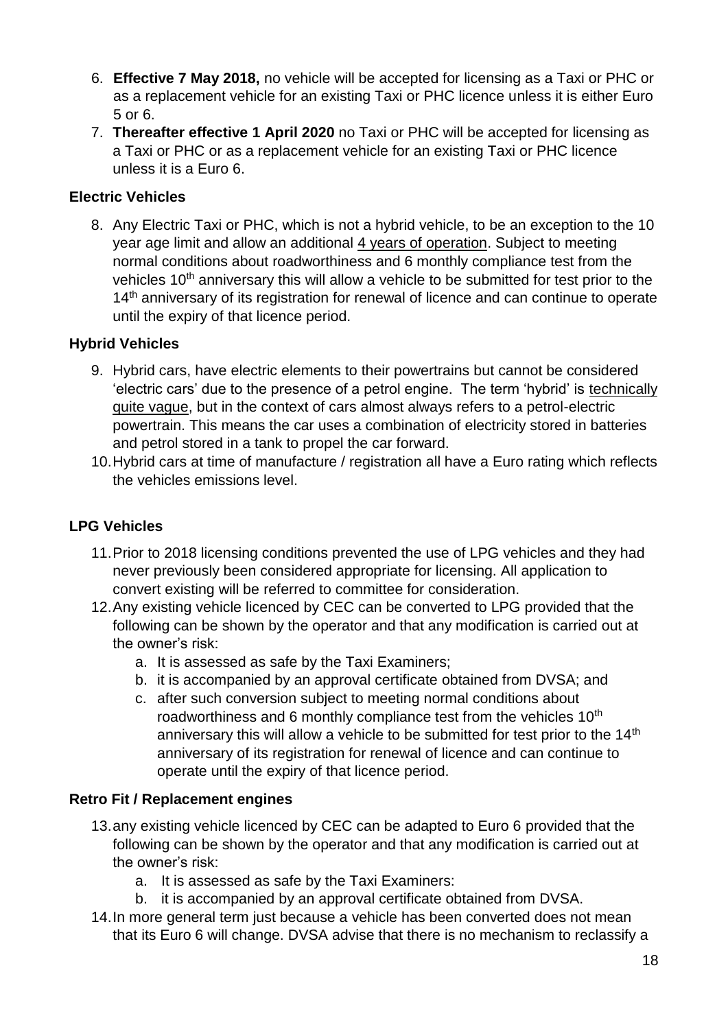6. **Effective 7 May 2018,** no vehicle will be accepted for licensing as a Taxi or PHC or as a replacement vehicle for an existing Taxi or PHC licence unless it is either Euro 5 or 6.
7. **Thereafter effective 1 April 2020** no Taxi or PHC will be accepted for licensing as a Taxi or PHC or as a replacement vehicle for an existing Taxi or PHC licence unless it is a Euro 6.

### Electric Vehicles

8. Any Electric Taxi or PHC, which is not a hybrid vehicle, to be an exception to the 10 year age limit and allow an additional 4 years of operation. Subject to meeting normal conditions about roadworthiness and 6 monthly compliance test from the vehicles 10th anniversary this will allow a vehicle to be submitted for test prior to the 14th anniversary of its registration for renewal of licence and can continue to operate until the expiry of that licence period.

### Hybrid Vehicles

9. Hybrid cars, have electric elements to their powertrains but cannot be considered 'electric cars' due to the presence of a petrol engine. The term 'hybrid' is technically quite vague, but in the context of cars almost always refers to a petrol-electric powertrain. This means the car uses a combination of electricity stored in batteries and petrol stored in a tank to propel the car forward.
10. Hybrid cars at time of manufacture / registration all have a Euro rating which reflects the vehicles emissions level.

### LPG Vehicles

11. Prior to 2018 licensing conditions prevented the use of LPG vehicles and they had never previously been considered appropriate for licensing. All application to convert existing will be referred to committee for consideration.
12. Any existing vehicle licenced by CEC can be converted to LPG provided that the following can be shown by the operator and that any modification is carried out at the owner's risk:
    a. It is assessed as safe by the Taxi Examiners;
    b. it is accompanied by an approval certificate obtained from DVSA; and
    c. after such conversion subject to meeting normal conditions about roadworthiness and 6 monthly compliance test from the vehicles 10th anniversary this will allow a vehicle to be submitted for test prior to the 14th anniversary of its registration for renewal of licence and can continue to operate until the expiry of that licence period.

### Retro Fit / Replacement engines

13. any existing vehicle licenced by CEC can be adapted to Euro 6 provided that the following can be shown by the operator and that any modification is carried out at the owner's risk:
    a. It is assessed as safe by the Taxi Examiners:
    b. it is accompanied by an approval certificate obtained from DVSA.
14. In more general term just because a vehicle has been converted does not mean that its Euro 6 will change. DVSA advise that there is no mechanism to reclassify a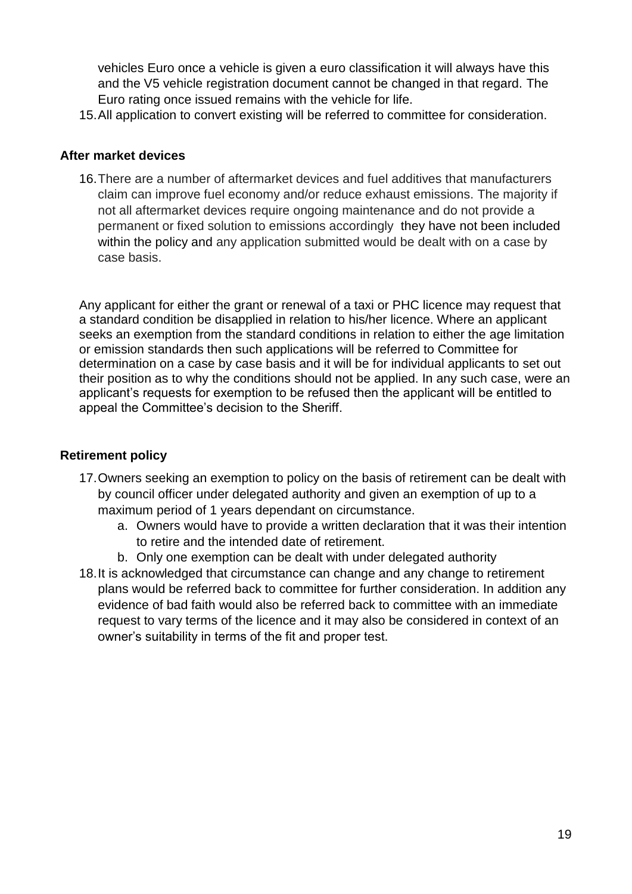vehicles Euro once a vehicle is given a euro classification it will always have this and the V5 vehicle registration document cannot be changed in that regard. The Euro rating once issued remains with the vehicle for life.

15. All application to convert existing will be referred to committee for consideration.

**After market devices**

16. There are a number of aftermarket devices and fuel additives that manufacturers claim can improve fuel economy and/or reduce exhaust emissions. The majority if not all aftermarket devices require ongoing maintenance and do not provide a permanent or fixed solution to emissions accordingly they have not been included within the policy and any application submitted would be dealt with on a case by case basis.

Any applicant for either the grant or renewal of a taxi or PHC licence may request that a standard condition be disapplied in relation to his/her licence. Where an applicant seeks an exemption from the standard conditions in relation to either the age limitation or emission standards then such applications will be referred to Committee for determination on a case by case basis and it will be for individual applicants to set out their position as to why the conditions should not be applied. In any such case, were an applicant's requests for exemption to be refused then the applicant will be entitled to appeal the Committee's decision to the Sheriff.

**Retirement policy**

17. Owners seeking an exemption to policy on the basis of retirement can be dealt with by council officer under delegated authority and given an exemption of up to a maximum period of 1 years dependant on circumstance.
    a. Owners would have to provide a written declaration that it was their intention to retire and the intended date of retirement.
    b. Only one exemption can be dealt with under delegated authority
18. It is acknowledged that circumstance can change and any change to retirement plans would be referred back to committee for further consideration. In addition any evidence of bad faith would also be referred back to committee with an immediate request to vary terms of the licence and it may also be considered in context of an owner's suitability in terms of the fit and proper test.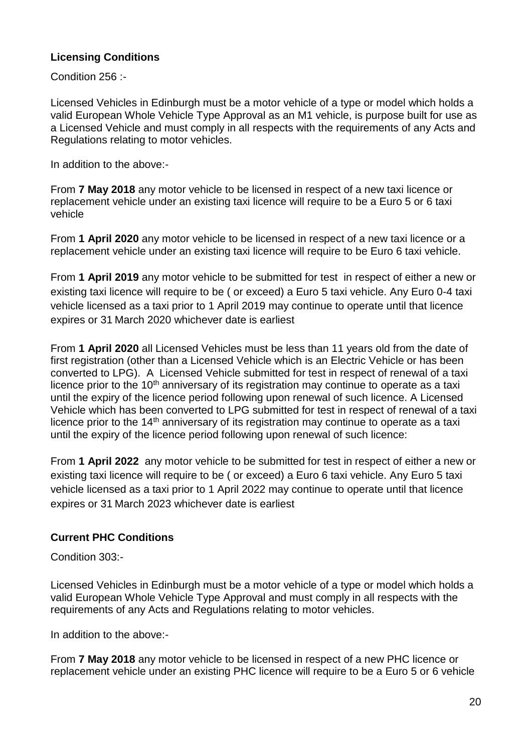**Licensing Conditions**

Condition 256 :-

Licensed Vehicles in Edinburgh must be a motor vehicle of a type or model which holds a valid European Whole Vehicle Type Approval as an M1 vehicle, is purpose built for use as a Licensed Vehicle and must comply in all respects with the requirements of any Acts and Regulations relating to motor vehicles.

In addition to the above:-

From **7 May 2018** any motor vehicle to be licensed in respect of a new taxi licence or replacement vehicle under an existing taxi licence will require to be a Euro 5 or 6 taxi vehicle

From **1 April 2020** any motor vehicle to be licensed in respect of a new taxi licence or a replacement vehicle under an existing taxi licence will require to be Euro 6 taxi vehicle.

From **1 April 2019** any motor vehicle to be submitted for test in respect of either a new or existing taxi licence will require to be ( or exceed) a Euro 5 taxi vehicle. Any Euro 0-4 taxi vehicle licensed as a taxi prior to 1 April 2019 may continue to operate until that licence expires or 31 March 2020 whichever date is earliest

From **1 April 2020** all Licensed Vehicles must be less than 11 years old from the date of first registration (other than a Licensed Vehicle which is an Electric Vehicle or has been converted to LPG). A Licensed Vehicle submitted for test in respect of renewal of a taxi licence prior to the 10th anniversary of its registration may continue to operate as a taxi until the expiry of the licence period following upon renewal of such licence. A Licensed Vehicle which has been converted to LPG submitted for test in respect of renewal of a taxi licence prior to the 14th anniversary of its registration may continue to operate as a taxi until the expiry of the licence period following upon renewal of such licence:

From **1 April 2022** any motor vehicle to be submitted for test in respect of either a new or existing taxi licence will require to be ( or exceed) a Euro 6 taxi vehicle. Any Euro 5 taxi vehicle licensed as a taxi prior to 1 April 2022 may continue to operate until that licence expires or 31 March 2023 whichever date is earliest

**Current PHC Conditions**

Condition 303:-

Licensed Vehicles in Edinburgh must be a motor vehicle of a type or model which holds a valid European Whole Vehicle Type Approval and must comply in all respects with the requirements of any Acts and Regulations relating to motor vehicles.

In addition to the above:-

From **7 May 2018** any motor vehicle to be licensed in respect of a new PHC licence or replacement vehicle under an existing PHC licence will require to be a Euro 5 or 6 vehicle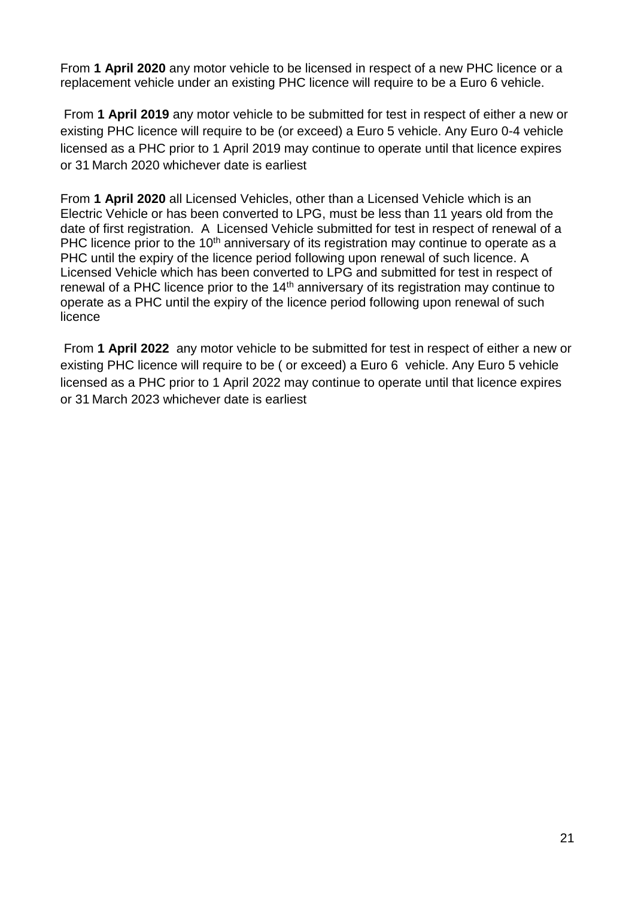From **1 April 2020** any motor vehicle to be licensed in respect of a new PHC licence or a replacement vehicle under an existing PHC licence will require to be a Euro 6 vehicle.

From **1 April 2019** any motor vehicle to be submitted for test in respect of either a new or existing PHC licence will require to be (or exceed) a Euro 5 vehicle. Any Euro 0-4 vehicle licensed as a PHC prior to 1 April 2019 may continue to operate until that licence expires or 31 March 2020 whichever date is earliest

From **1 April 2020** all Licensed Vehicles, other than a Licensed Vehicle which is an Electric Vehicle or has been converted to LPG, must be less than 11 years old from the date of first registration. A Licensed Vehicle submitted for test in respect of renewal of a PHC licence prior to the 10th anniversary of its registration may continue to operate as a PHC until the expiry of the licence period following upon renewal of such licence. A Licensed Vehicle which has been converted to LPG and submitted for test in respect of renewal of a PHC licence prior to the 14th anniversary of its registration may continue to operate as a PHC until the expiry of the licence period following upon renewal of such licence

From **1 April 2022** any motor vehicle to be submitted for test in respect of either a new or existing PHC licence will require to be ( or exceed) a Euro 6 vehicle. Any Euro 5 vehicle licensed as a PHC prior to 1 April 2022 may continue to operate until that licence expires or 31 March 2023 whichever date is earliest